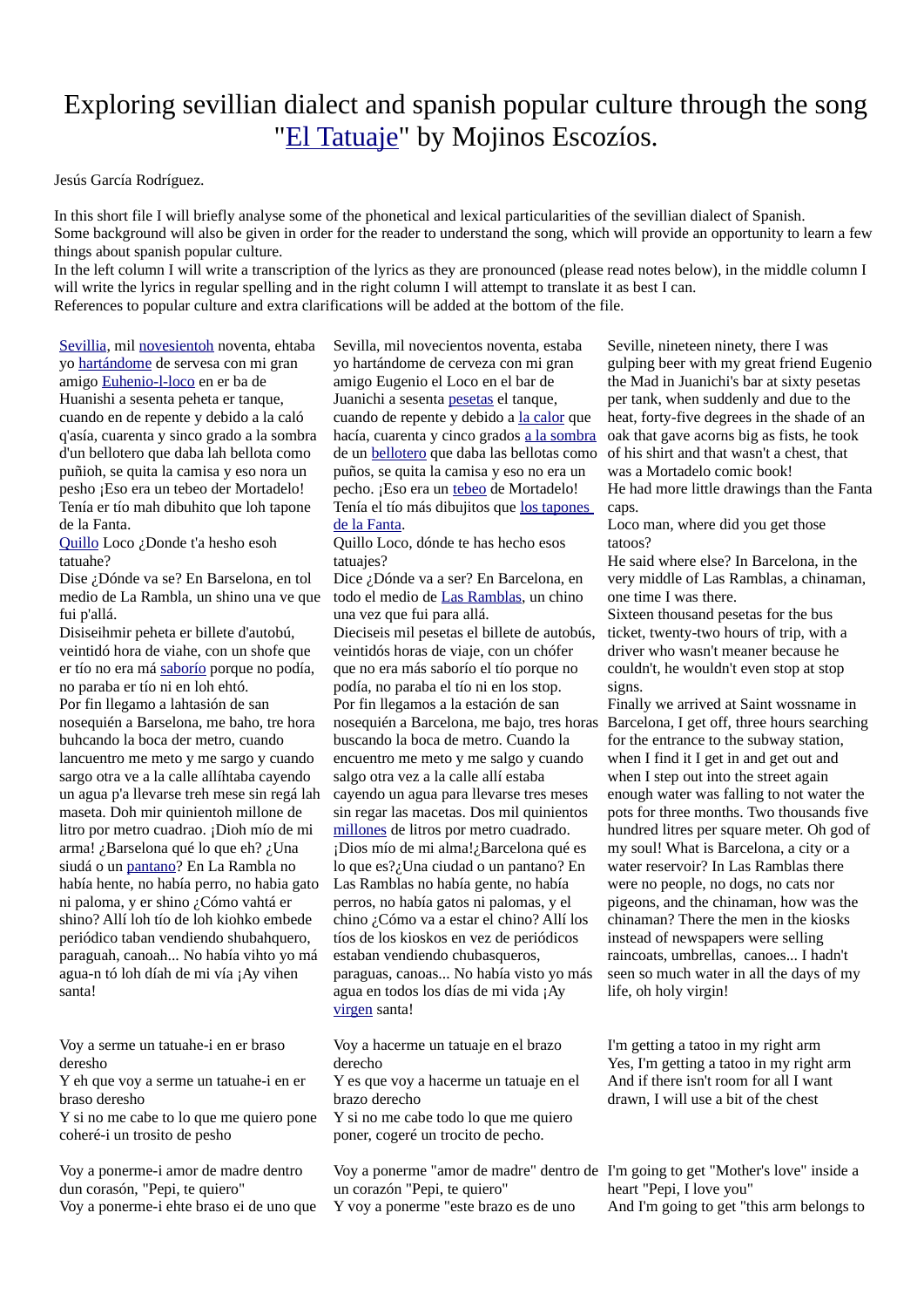# Exploring sevillian dialect and spanish popular culture through the song "El Tatuaje" by Mojinos Escozíos.

Jesús García Rodríguez.

In this short file I will briefly analyse some of the phonetical and lexical particularities of the sevillian dialect of Spanish.
Some background will also be given in order for the reader to understand the song, which will provide an opportunity to learn a few things about spanish popular culture.
In the left column I will write a transcription of the lyrics as they are pronounced (please read notes below), in the middle column I will write the lyrics in regular spelling and in the right column I will attempt to translate it as best I can.
References to popular culture and extra clarifications will be added at the bottom of the file.

| Pronunciation | Regular spelling | Translation |
|---|---|---|
| Sevilla, mil novesientoh noventa, ehtaba yo hartándome de servesa con mi gran amigo Euhenio-l-loco en er ba de Huanishi a sesenta peheta er tanque, cuando en de repente y debido a la caló q'asía, cuarenta y sinco grado a la sombra d'un bellotero que daba lah bellota como puñoh, se quita la camisa y eso nora un pesho ¡Eso era un tebeo der Mortadelo! Tenía er tío mah dibuhito que loh tapone de la Fanta. Quillo Loco ¿Donde t'a hesho esoh tatuahe? Dise ¿Dónde va se? En Barselona, en tol medio de La Rambla, un shino una ve que fui p'allá. Disiseihmir peheta er billete d'autobú, veintidó hora de viahe, con un shofe que er tío no era má saborío porque no podía, no paraba er tío ni en loh ehtó. Por fin llegamo a lahtasión de san nosequién a Barselona, me baho, tre hora buhcando la boca der metro, cuando lancuentro me meto y me sargo y cuando sargo otra ve a la calle allíhtaba cayendo un agua p'a llevarse treh mese sin regá lah maseta. Doh mir quinientoh millone de litro por metro cuadrao. ¡Dioh mío de mi arma! ¿Barselona qué lo que eh? ¿Una siudá o un pantano? En La Rambla no había hente, no había perro, no habia gato ni paloma, y er shino ¿Cómo vahtá er shino? Allí loh tío de loh kiohko embede periódico taban vendiendo shubahquero, paraguah, canoah... No había vihto yo má agua-n tó loh díah de mi vía ¡Ay vihen santa! | Sevilla, mil novecientos noventa, estaba yo hartándome de cerveza con mi gran amigo Eugenio el Loco en el bar de Juanichi a sesenta pesetas el tanque, cuando de repente y debido a la calor que hacía, cuarenta y cinco grados a la sombra de un bellotero que daba las bellotas como puños, se quita la camisa y eso no era un pecho. ¡Eso era un tebeo de Mortadelo! Tenía el tío más dibujitos que los tapones de la Fanta. Quillo Loco, dónde te has hecho esos tatuajes? Dice ¿Dónde va a ser? En Barcelona, en todo el medio de Las Ramblas, un chino una vez que fui para allá. Dieciseis mil pesetas el billete de autobús, veintidós horas de viaje, con un chófer que no era más saborío el tío porque no podía, no paraba el tío ni en los stop. Por fin llegamos a la estación de san nosequién a Barcelona, me bajo, tres horas buscando la boca de metro. Cuando la encuentro me meto y me salgo y cuando salgo otra vez a la calle allí estaba cayendo un agua para llevarse tres meses sin regar las macetas. Dos mil quinientos millones de litros por metro cuadrado. ¡Dios mío de mi alma!¿Barcelona qué es lo que es?¿Una ciudad o un pantano? En Las Ramblas no había gente, no había perros, no había gatos ni palomas, y el chino ¿Cómo va a estar el chino? Allí los tíos de los kioskos en vez de periódicos estaban vendiendo chubasqueros, paraguas, canoas... No había visto yo más agua en todos los días de mi vida ¡Ay virgen santa! | Seville, nineteen ninety, there I was gulping beer with my great friend Eugenio the Mad in Juanichi's bar at sixty pesetas per tank, when suddenly and due to the heat, forty-five degrees in the shade of an oak that gave acorns big as fists, he took of his shirt and that wasn't a chest, that was a Mortadelo comic book! He had more little drawings than the Fanta caps. Loco man, where did you get those tatoos? He said where else? In Barcelona, in the very middle of Las Ramblas, a chinaman, one time I was there. Sixteen thousand pesetas for the bus ticket, twenty-two hours of trip, with a driver who wasn't meaner because he couldn't, he wouldn't even stop at stop signs. Finally we arrived at Saint wossname in Barcelona, I get off, three hours searching for the entrance to the subway station, when I find it I get in and get out and when I step out into the street again enough water was falling to not water the pots for three months. Two thousands five hundred litres per square meter. Oh god of my soul! What is Barcelona, a city or a water reservoir? In Las Ramblas there were no people, no dogs, no cats nor pigeons, and the chinaman, how was the chinaman? There the men in the kiosks instead of newspapers were selling raincoats, umbrellas, canoes... I hadn't seen so much water in all the days of my life, oh holy virgin! |
| Voy a serme un tatuahe-i en er braso deresho<br>Y eh que voy a serme un tatuahe-i en er braso deresho<br>Y si no me cabe to lo que me quiero pone coheré-i un trosito de pesho | Voy a hacerme un tatuaje en el brazo derecho<br>Y es que voy a hacerme un tatuaje en el brazo derecho<br>Y si no me cabe todo lo que me quiero poner, cogeré un trocito de pecho. | I'm getting a tatoo in my right arm<br>Yes, I'm getting a tatoo in my right arm<br>And if there isn't room for all I want drawn, I will use a bit of the chest |
| Voy a ponerme-i amor de madre dentro dun corasón, "Pepi, te quiero"<br>Voy a ponerme-i ehte braso ei de uno que | Voy a ponerme "amor de madre" dentro de un corazón "Pepi, te quiero"<br>Y voy a ponerme "este brazo es de uno | I'm going to get "Mother's love" inside a heart "Pepi, I love you"<br>And I'm going to get "this arm belongs to |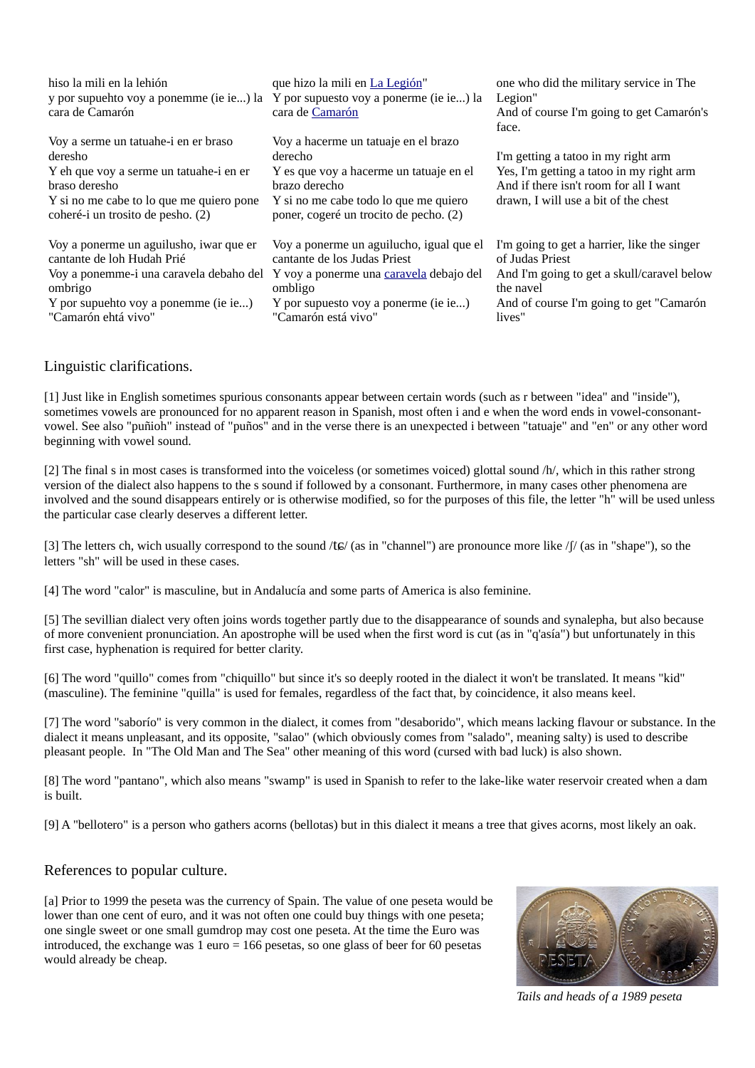| | | |
|---|---|---|
| hiso la mili en la lehión<br>y por supuehto voy a ponemme (ie ie...) la cara de Camarón | que hizo la mili en La Legión"<br>Y por supuesto voy a ponerme (ie ie...) la cara de Camarón | one who did the military service in The Legion"<br>And of course I'm going to get Camarón's face. |
| Voy a serme un tatuahe-i en er braso deresho<br>Y eh que voy a serme un tatuahe-i en er braso deresho<br>Y si no me cabe to lo que me quiero pone coheré-i un trosito de pesho. (2) | Voy a hacerme un tatuaje en el brazo derecho<br>Y es que voy a hacerme un tatuaje en el brazo derecho<br>Y si no me cabe todo lo que me quiero poner, cogeré un trocito de pecho. (2) | I'm getting a tatoo in my right arm<br>Yes, I'm getting a tatoo in my right arm<br>And if there isn't room for all I want drawn, I will use a bit of the chest |
| Voy a ponerme un aguilusho, iwar que er cantante de loh Hudah Prié<br>Voy a ponemme-i una caravela debaho del ombrigo<br>Y por supuehto voy a ponemme (ie ie...) "Camarón ehtá vivo" | Voy a ponerme un aguilucho, igual que el cantante de los Judas Priest<br>Y voy a ponerme una caravela debajo del ombligo<br>Y por supuesto voy a ponerme (ie ie...) "Camarón está vivo" | I'm going to get a harrier, like the singer of Judas Priest<br>And I'm going to get a skull/caravel below the navel<br>And of course I'm going to get "Camarón lives" |

## Linguistic clarifications.

[1] Just like in English sometimes spurious consonants appear between certain words (such as r between "idea" and "inside"), sometimes vowels are pronounced for no apparent reason in Spanish, most often i and e when the word ends in vowel-consonant-vowel. See also "puñioh" instead of "puños" and in the verse there is an unexpected i between "tatuaje" and "en" or any other word beginning with vowel sound.

[2] The final s in most cases is transformed into the voiceless (or sometimes voiced) glottal sound /h/, which in this rather strong version of the dialect also happens to the s sound if followed by a consonant. Furthermore, in many cases other phenomena are involved and the sound disappears entirely or is otherwise modified, so for the purposes of this file, the letter "h" will be used unless the particular case clearly deserves a different letter.

[3] The letters ch, wich usually correspond to the sound /tɕ/ (as in "channel") are pronounce more like /ʃ/ (as in "shape"), so the letters "sh" will be used in these cases.

[4] The word "calor" is masculine, but in Andalucía and some parts of America is also feminine.

[5] The sevillian dialect very often joins words together partly due to the disappearance of sounds and synalepha, but also because of more convenient pronunciation. An apostrophe will be used when the first word is cut (as in "q'asía") but unfortunately in this first case, hyphenation is required for better clarity.

[6] The word "quillo" comes from "chiquillo" but since it's so deeply rooted in the dialect it won't be translated. It means "kid" (masculine). The feminine "quilla" is used for females, regardless of the fact that, by coincidence, it also means keel.

[7] The word "saborío" is very common in the dialect, it comes from "desaborido", which means lacking flavour or substance. In the dialect it means unpleasant, and its opposite, "salao" (which obviously comes from "salado", meaning salty) is used to describe pleasant people. In "The Old Man and The Sea" other meaning of this word (cursed with bad luck) is also shown.

[8] The word "pantano", which also means "swamp" is used in Spanish to refer to the lake-like water reservoir created when a dam is built.

[9] A "bellotero" is a person who gathers acorns (bellotas) but in this dialect it means a tree that gives acorns, most likely an oak.

## References to popular culture.

[a] Prior to 1999 the peseta was the currency of Spain. The value of one peseta would be lower than one cent of euro, and it was not often one could buy things with one peseta; one single sweet or one small gumdrop may cost one peseta. At the time the Euro was introduced, the exchange was 1 euro = 166 pesetas, so one glass of beer for 60 pesetas would already be cheap.

*Tails and heads of a 1989 peseta*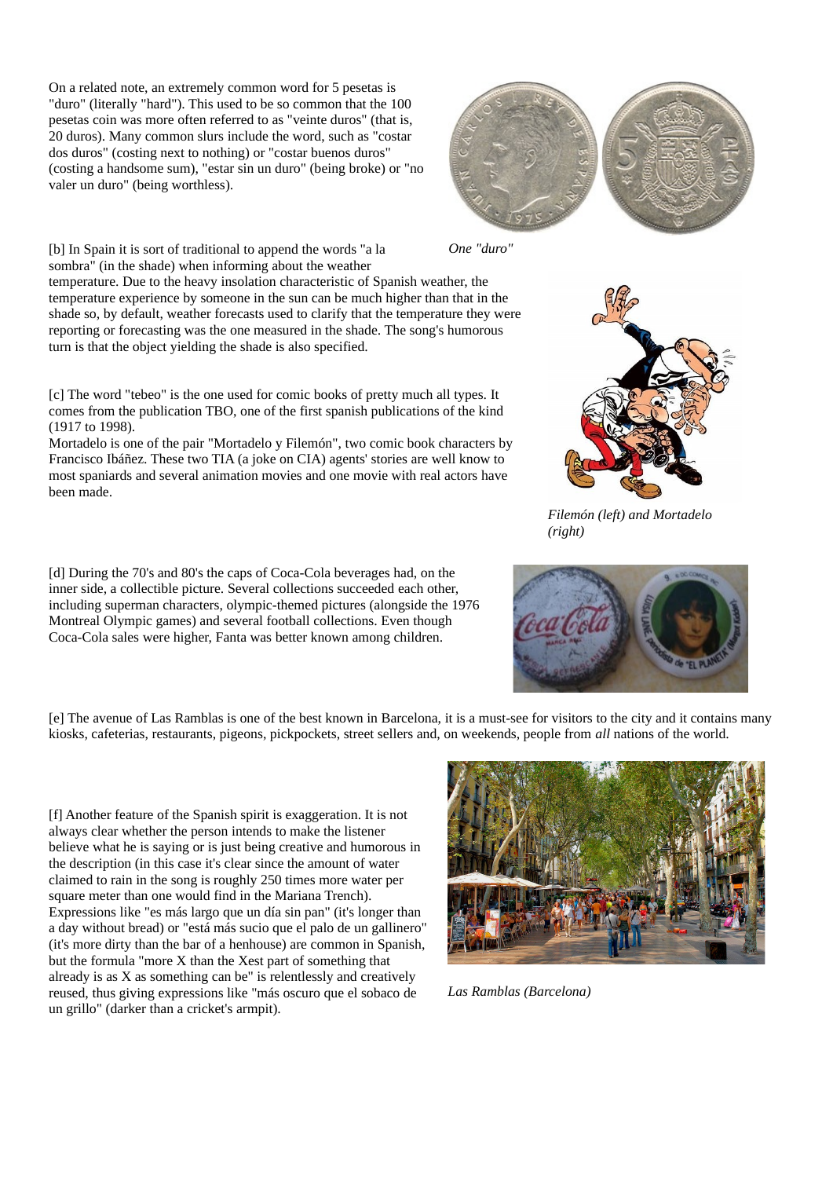On a related note, an extremely common word for 5 pesetas is "duro" (literally "hard"). This used to be so common that the 100 pesetas coin was more often referred to as "veinte duros" (that is, 20 duros). Many common slurs include the word, such as "costar dos duros" (costing next to nothing) or "costar buenos duros" (costing a handsome sum), "estar sin un duro" (being broke) or "no valer un duro" (being worthless).

*One "duro"*

[b] In Spain it is sort of traditional to append the words "a la sombra" (in the shade) when informing about the weather temperature. Due to the heavy insolation characteristic of Spanish weather, the temperature experience by someone in the sun can be much higher than that in the shade so, by default, weather forecasts used to clarify that the temperature they were reporting or forecasting was the one measured in the shade. The song's humorous turn is that the object yielding the shade is also specified.

[c] The word "tebeo" is the one used for comic books of pretty much all types. It comes from the publication TBO, one of the first spanish publications of the kind (1917 to 1998).

Mortadelo is one of the pair "Mortadelo y Filemón", two comic book characters by Francisco Ibáñez. These two TIA (a joke on CIA) agents' stories are well know to most spaniards and several animation movies and one movie with real actors have been made.

*Filemón (left) and Mortadelo (right)*

[d] During the 70's and 80's the caps of Coca-Cola beverages had, on the inner side, a collectible picture. Several collections succeeded each other, including superman characters, olympic-themed pictures (alongside the 1976 Montreal Olympic games) and several football collections. Even though Coca-Cola sales were higher, Fanta was better known among children.

[e] The avenue of Las Ramblas is one of the best known in Barcelona, it is a must-see for visitors to the city and it contains many kiosks, cafeterias, restaurants, pigeons, pickpockets, street sellers and, on weekends, people from *all* nations of the world.

[f] Another feature of the Spanish spirit is exaggeration. It is not always clear whether the person intends to make the listener believe what he is saying or is just being creative and humorous in the description (in this case it's clear since the amount of water claimed to rain in the song is roughly 250 times more water per square meter than one would find in the Mariana Trench). Expressions like "es más largo que un día sin pan" (it's longer than a day without bread) or "está más sucio que el palo de un gallinero" (it's more dirty than the bar of a henhouse) are common in Spanish, but the formula "more X than the Xest part of something that already is as X as something can be" is relentlessly and creatively reused, thus giving expressions like "más oscuro que el sobaco de un grillo" (darker than a cricket's armpit).

*Las Ramblas (Barcelona)*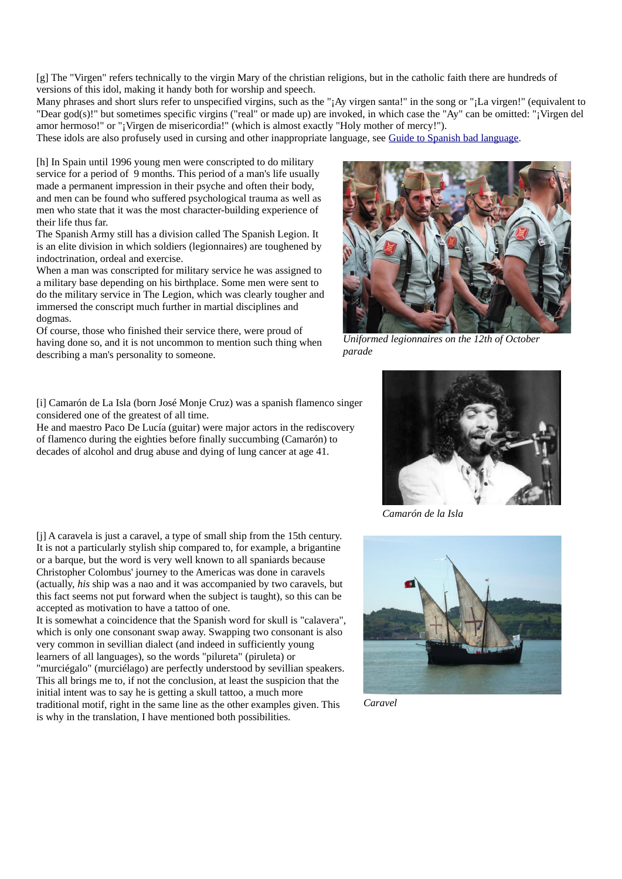[g] The "Virgen" refers technically to the virgin Mary of the christian religions, but in the catholic faith there are hundreds of versions of this idol, making it handy both for worship and speech.
Many phrases and short slurs refer to unspecified virgins, such as the "¡Ay virgen santa!" in the song or "¡La virgen!" (equivalent to "Dear god(s)!" but sometimes specific virgins ("real" or made up) are invoked, in which case the "Ay" can be omitted: "¡Virgen del amor hermoso!" or "¡Virgen de misericordia!" (which is almost exactly "Holy mother of mercy!").
These idols are also profusely used in cursing and other inappropriate language, see [Guide to Spanish bad language](#).

[h] In Spain until 1996 young men were conscripted to do military service for a period of 9 months. This period of a man's life usually made a permanent impression in their psyche and often their body, and men can be found who suffered psychological trauma as well as men who state that it was the most character-building experience of their life thus far.
The Spanish Army still has a division called The Spanish Legion. It is an elite division in which soldiers (legionnaires) are toughened by indoctrination, ordeal and exercise.
When a man was conscripted for military service he was assigned to a military base depending on his birthplace. Some men were sent to do the military service in The Legion, which was clearly tougher and immersed the conscript much further in martial disciplines and dogmas.
Of course, those who finished their service there, were proud of having done so, and it is not uncommon to mention such thing when describing a man's personality to someone.

*Uniformed legionnaires on the 12th of October parade*

[i] Camarón de La Isla (born José Monje Cruz) was a spanish flamenco singer considered one of the greatest of all time.
He and maestro Paco De Lucía (guitar) were major actors in the rediscovery of flamenco during the eighties before finally succumbing (Camarón) to decades of alcohol and drug abuse and dying of lung cancer at age 41.

*Camarón de la Isla*

[j] A caravela is just a caravel, a type of small ship from the 15th century. It is not a particularly stylish ship compared to, for example, a brigantine or a barque, but the word is very well known to all spaniards because Christopher Colombus' journey to the Americas was done in caravels (actually, *his* ship was a nao and it was accompanied by two caravels, but this fact seems not put forward when the subject is taught), so this can be accepted as motivation to have a tattoo of one.
It is somewhat a coincidence that the Spanish word for skull is "calavera", which is only one consonant swap away. Swapping two consonant is also very common in sevillian dialect (and indeed in sufficiently young learners of all languages), so the words "pilureta" (piruleta) or "murciégalo" (murciélago) are perfectly understood by sevillian speakers. This all brings me to, if not the conclusion, at least the suspicion that the initial intent was to say he is getting a skull tattoo, a much more traditional motif, right in the same line as the other examples given. This is why in the translation, I have mentioned both possibilities.

*Caravel*